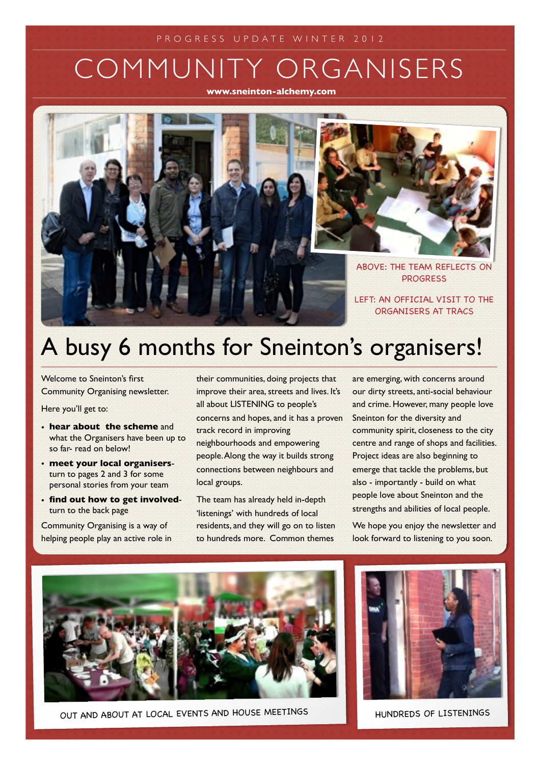PROGRESS UPDATE WINTER 2012

# COMMUNITY ORGANISERS

**www.sneinton-alchemy.com**

ABOVE: THE TEAM REFLECTS ON PROGRESS

LEFT: AN OFFICIAL VISIT TO THE ORGANISERS AT TRACS

## A busy 6 months for Sneinton's organisers!

Welcome to Sneinton's first Community Organising newsletter.

Here you'll get to:

- **hear about the scheme** and what the Organisers have been up to so far- read on below!
- **meet your local organisers**- turn to pages 2 and 3 for some personal stories from your team
- **find out how to get involved**- turn to the back page

Community Organising is a way of helping people play an active role in their communities, doing projects that improve their area, streets and lives. It's all about LISTENING to people's concerns and hopes, and it has a proven track record in improving neighbourhoods and empowering people. Along the way it builds strong connections between neighbours and local groups.

The team has already held in-depth 'listenings' with hundreds of local residents, and they will go on to listen to hundreds more. Common themes are emerging, with concerns around our dirty streets, anti-social behaviour and crime. However, many people love Sneinton for the diversity and community spirit, closeness to the city centre and range of shops and facilities. Project ideas are also beginning to emerge that tackle the problems, but also - importantly - build on what people love about Sneinton and the strengths and abilities of local people.

We hope you enjoy the newsletter and look forward to listening to you soon.

OUT AND ABOUT AT LOCAL EVENTS AND HOUSE MEETINGS

HUNDREDS OF LISTENINGS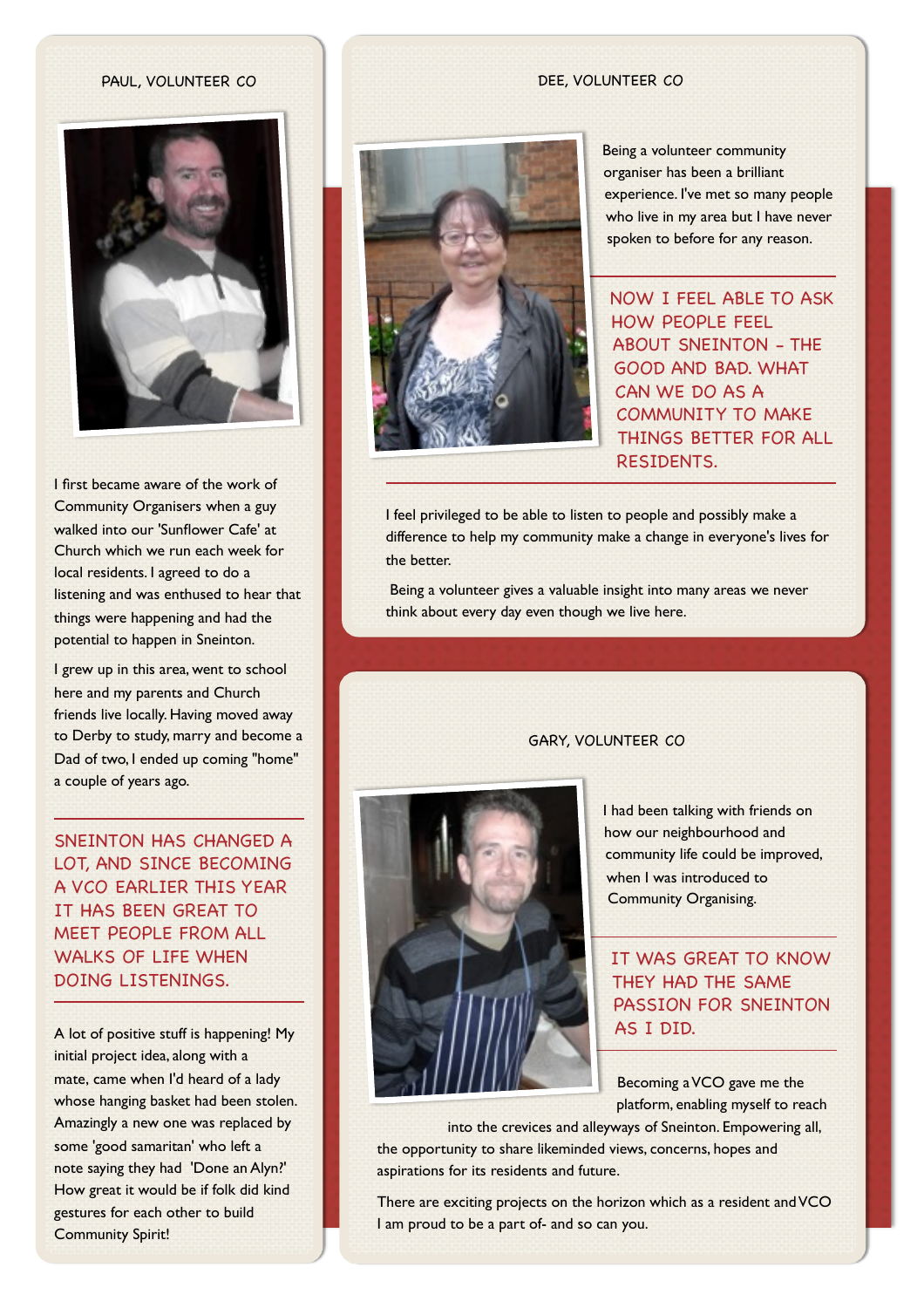## PAUL, VOLUNTEER CO

I first became aware of the work of Community Organisers when a guy walked into our 'Sunflower Cafe' at Church which we run each week for local residents. I agreed to do a listening and was enthused to hear that things were happening and had the potential to happen in Sneinton.

I grew up in this area, went to school here and my parents and Church friends live locally. Having moved away to Derby to study, marry and become a Dad of two, I ended up coming "home" a couple of years ago.

**SNEINTON HAS CHANGED A LOT, AND SINCE BECOMING A VCO EARLIER THIS YEAR IT HAS BEEN GREAT TO MEET PEOPLE FROM ALL WALKS OF LIFE WHEN DOING LISTENINGS.**

A lot of positive stuff is happening! My initial project idea, along with a mate, came when I'd heard of a lady whose hanging basket had been stolen. Amazingly a new one was replaced by some 'good samaritan' who left a note saying they had 'Done an Alyn?' How great it would be if folk did kind gestures for each other to build Community Spirit!

## DEE, VOLUNTEER CO

Being a volunteer community organiser has been a brilliant experience. I've met so many people who live in my area but I have never spoken to before for any reason.

**NOW I FEEL ABLE TO ASK HOW PEOPLE FEEL ABOUT SNEINTON - THE GOOD AND BAD. WHAT CAN WE DO AS A COMMUNITY TO MAKE THINGS BETTER FOR ALL RESIDENTS.**

I feel privileged to be able to listen to people and possibly make a difference to help my community make a change in everyone's lives for the better.

Being a volunteer gives a valuable insight into many areas we never think about every day even though we live here.

## GARY, VOLUNTEER CO

I had been talking with friends on how our neighbourhood and community life could be improved, when I was introduced to Community Organising.

**IT WAS GREAT TO KNOW THEY HAD THE SAME PASSION FOR SNEINTON AS I DID.**

Becoming a VCO gave me the platform, enabling myself to reach into the crevices and alleyways of Sneinton. Empowering all, the opportunity to share likeminded views, concerns, hopes and aspirations for its residents and future.

There are exciting projects on the horizon which as a resident and VCO I am proud to be a part of- and so can you.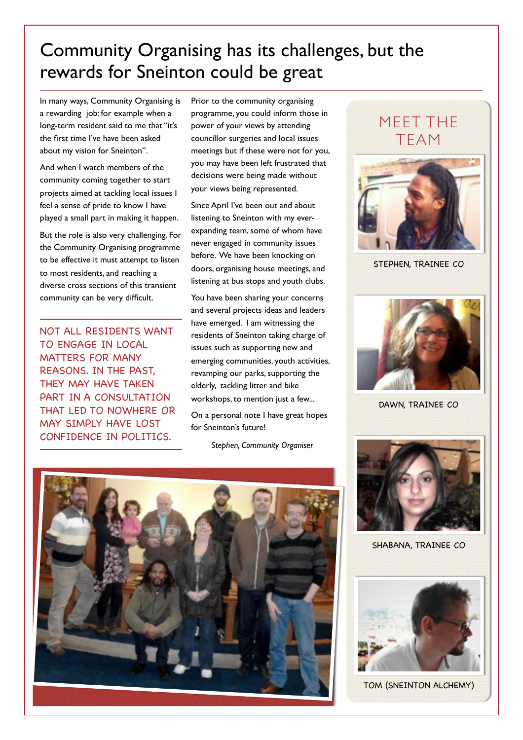# Community Organising has its challenges, but the rewards for Sneinton could be great

In many ways, Community Organising is a rewarding job: for example when a long-term resident said to me that "it's the first time I've have been asked about my vision for Sneinton".

And when I watch members of the community coming together to start projects aimed at tackling local issues I feel a sense of pride to know I have played a small part in making it happen.

But the role is also very challenging. For the Community Organising programme to be effective it must attempt to listen to most residents, and reaching a diverse cross sections of this transient community can be very difficult.

NOT ALL RESIDENTS WANT TO ENGAGE IN LOCAL MATTERS FOR MANY REASONS. IN THE PAST, THEY MAY HAVE TAKEN PART IN A CONSULTATION THAT LED TO NOWHERE OR MAY SIMPLY HAVE LOST CONFIDENCE IN POLITICS.

Prior to the community organising programme, you could inform those in power of your views by attending councillor surgeries and local issues meetings but if these were not for you, you may have been left frustrated that decisions were being made without your views being represented.

Since April I've been out and about listening to Sneinton with my ever-expanding team, some of whom have never engaged in community issues before. We have been knocking on doors, organising house meetings, and listening at bus stops and youth clubs.

You have been sharing your concerns and several projects ideas and leaders have emerged. I am witnessing the residents of Sneinton taking charge of issues such as supporting new and emerging communities, youth activities, revamping our parks, supporting the elderly, tackling litter and bike workshops, to mention just a few...

On a personal note I have great hopes for Sneinton's future!

*Stephen, Community Organiser*

## MEET THE TEAM

STEPHEN, TRAINEE CO

DAWN, TRAINEE CO

SHABANA, TRAINEE CO

TOM (SNEINTON ALCHEMY)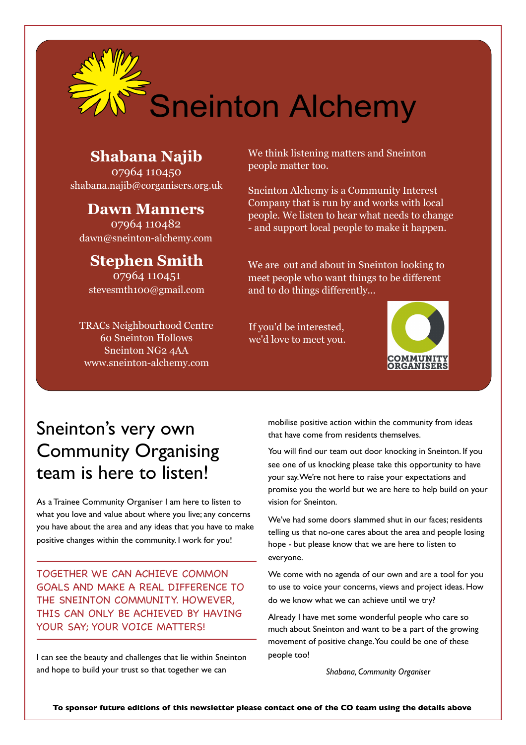# Sneinton Alchemy

**Shabana Najib**
07964 110450
shabana.najib@corganisers.org.uk

**Dawn Manners**
07964 110482
dawn@sneinton-alchemy.com

**Stephen Smith**
07964 110451
stevesmth100@gmail.com

TRACs Neighbourhood Centre
60 Sneinton Hollows
Sneinton NG2 4AA
www.sneinton-alchemy.com

We think listening matters and Sneinton people matter too.

Sneinton Alchemy is a Community Interest Company that is run by and works with local people. We listen to hear what needs to change - and support local people to make it happen.

We are out and about in Sneinton looking to meet people who want things to be different and to do things differently...

If you'd be interested, we'd love to meet you.

COMMUNITY ORGANISERS

## Sneinton's very own Community Organising team is here to listen!

As a Trainee Community Organiser I am here to listen to what you love and value about where you live; any concerns you have about the area and any ideas that you have to make positive changes within the community. I work for you!

TOGETHER WE CAN ACHIEVE COMMON GOALS AND MAKE A REAL DIFFERENCE TO THE SNEINTON COMMUNITY. HOWEVER, THIS CAN ONLY BE ACHIEVED BY HAVING YOUR SAY; YOUR VOICE MATTERS!

I can see the beauty and challenges that lie within Sneinton and hope to build your trust so that together we can mobilise positive action within the community from ideas that have come from residents themselves.

You will find our team out door knocking in Sneinton. If you see one of us knocking please take this opportunity to have your say. We're not here to raise your expectations and promise you the world but we are here to help build on your vision for Sneinton.

We've had some doors slammed shut in our faces; residents telling us that no-one cares about the area and people losing hope - but please know that we are here to listen to everyone.

We come with no agenda of our own and are a tool for you to use to voice your concerns, views and project ideas. How do we know what we can achieve until we try?

Already I have met some wonderful people who care so much about Sneinton and want to be a part of the growing movement of positive change. You could be one of these people too!

*Shabana, Community Organiser*

**To sponsor future editions of this newsletter please contact one of the CO team using the details above**